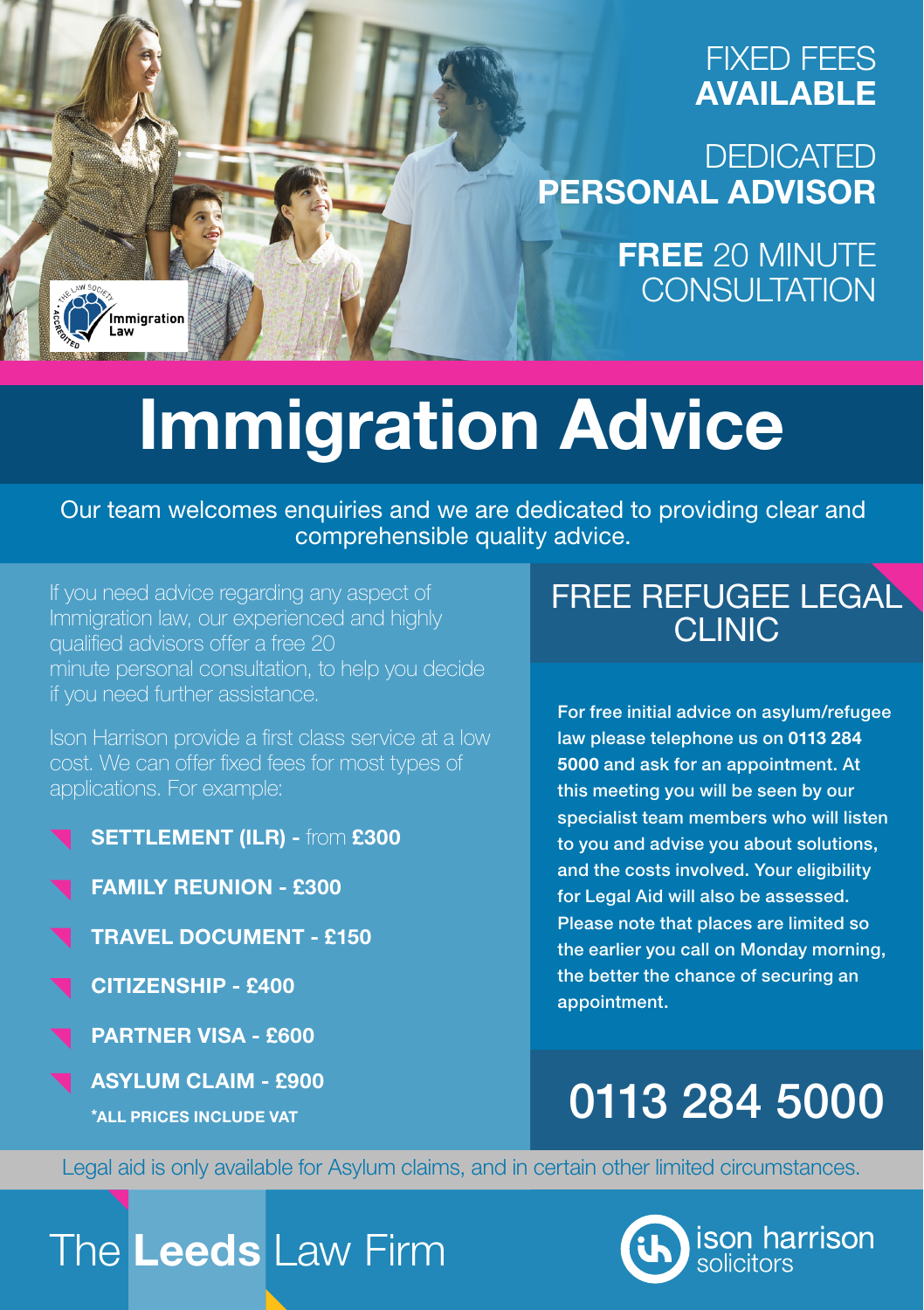FIXED FEES **AVAILABLE**

DEDICATED **PERSONAL ADVISOR**

**FREE** 20 MINUTE CONSULTATION

The Law Society Accredited Immigration Law

# Immigration Advice

Our team welcomes enquiries and we are dedicated to providing clear and comprehensible quality advice.

If you need advice regarding any aspect of Immigration law, our experienced and highly qualified advisors offer a free 20 minute personal consultation, to help you decide if you need further assistance.

Ison Harrison provide a first class service at a low cost. We can offer fixed fees for most types of applications. For example:

- **SETTLEMENT (ILR) -** from **£300**
- **FAMILY REUNION - £300**
- **TRAVEL DOCUMENT - £150**
- **CITIZENSHIP - £400**
- **PARTNER VISA - £600**
- **ASYLUM CLAIM - £900**

**\*ALL PRICES INCLUDE VAT**

## FREE REFUGEE LEGAL CLINIC

**For free initial advice on asylum/refugee law please telephone us on 0113 284 5000 and ask for an appointment. At this meeting you will be seen by our specialist team members who will listen to you and advise you about solutions, and the costs involved. Your eligibility for Legal Aid will also be assessed. Please note that places are limited so the earlier you call on Monday morning, the better the chance of securing an appointment.**

## 0113 284 5000

Legal aid is only available for Asylum claims, and in certain other limited circumstances.

The **Leeds** Law Firm

ison harrison solicitors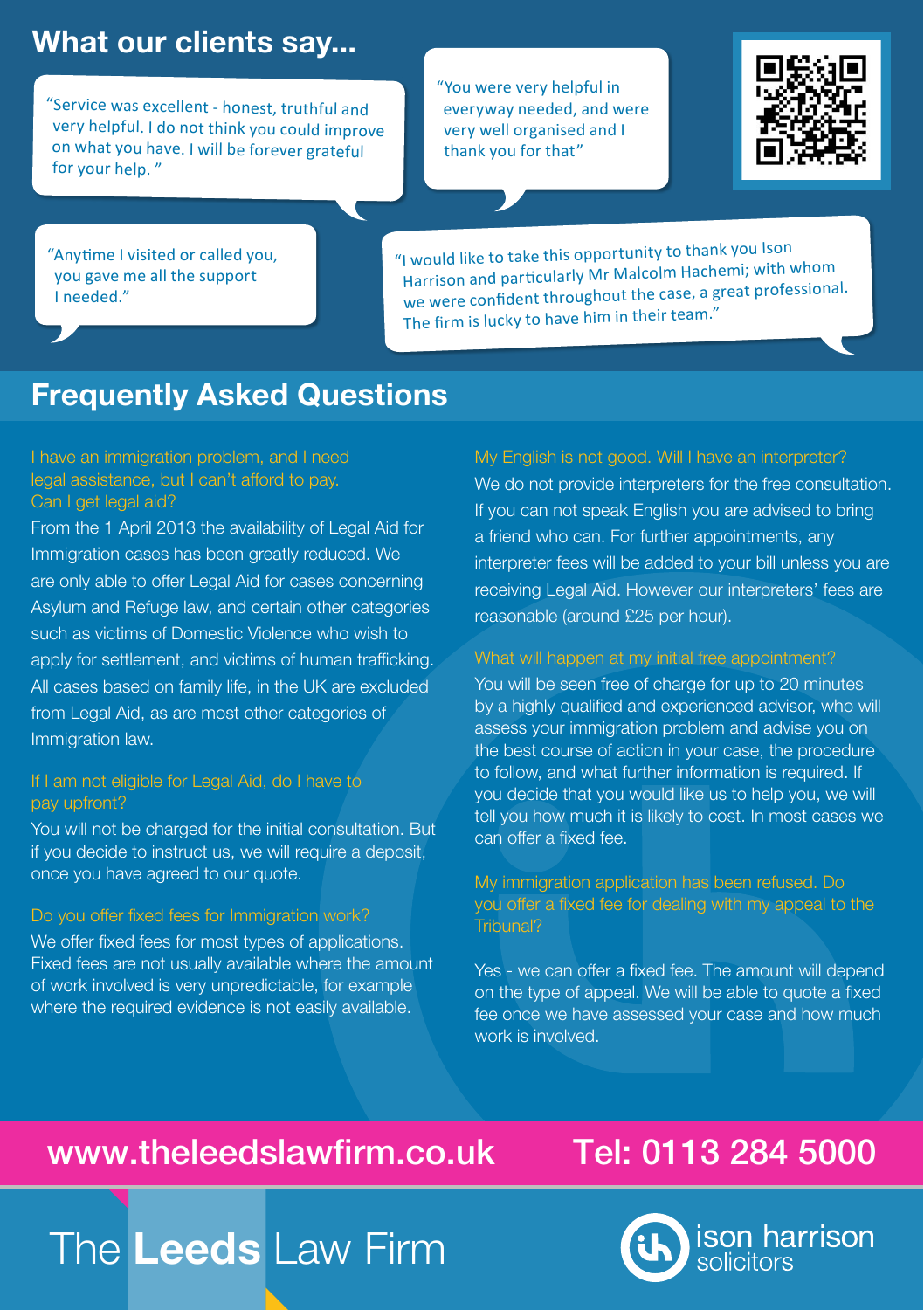## What our clients say...

"Service was excellent - honest, truthful and very helpful. I do not think you could improve on what you have. I will be forever grateful for your help."

"You were very helpful in everyway needed, and were very well organised and I thank you for that"

"Anytime I visited or called you, you gave me all the support I needed."

"I would like to take this opportunity to thank you Ison Harrison and particularly Mr Malcolm Hachemi; with whom we were confident throughout the case, a great professional. The firm is lucky to have him in their team."

## Frequently Asked Questions

**I have an immigration problem, and I need legal assistance, but I can't afford to pay. Can I get legal aid?**

From the 1 April 2013 the availability of Legal Aid for Immigration cases has been greatly reduced. We are only able to offer Legal Aid for cases concerning Asylum and Refuge law, and certain other categories such as victims of Domestic Violence who wish to apply for settlement, and victims of human trafficking. All cases based on family life, in the UK are excluded from Legal Aid, as are most other categories of Immigration law.

**If I am not eligible for Legal Aid, do I have to pay upfront?**

You will not be charged for the initial consultation. But if you decide to instruct us, we will require a deposit, once you have agreed to our quote.

**Do you offer fixed fees for Immigration work?**

We offer fixed fees for most types of applications. Fixed fees are not usually available where the amount of work involved is very unpredictable, for example where the required evidence is not easily available.

**My English is not good. Will I have an interpreter?**

We do not provide interpreters for the free consultation. If you can not speak English you are advised to bring a friend who can. For further appointments, any interpreter fees will be added to your bill unless you are receiving Legal Aid. However our interpreters' fees are reasonable (around £25 per hour).

**What will happen at my initial free appointment?**

You will be seen free of charge for up to 20 minutes by a highly qualified and experienced advisor, who will assess your immigration problem and advise you on the best course of action in your case, the procedure to follow, and what further information is required. If you decide that you would like us to help you, we will tell you how much it is likely to cost. In most cases we can offer a fixed fee.

**My immigration application has been refused. Do you offer a fixed fee for dealing with my appeal to the Tribunal?**

Yes - we can offer a fixed fee. The amount will depend on the type of appeal. We will be able to quote a fixed fee once we have assessed your case and how much work is involved.

**www.theleedslawfirm.co.uk** **Tel: 0113 284 5000**

The **Leeds** Law Firm

ison harrison solicitors